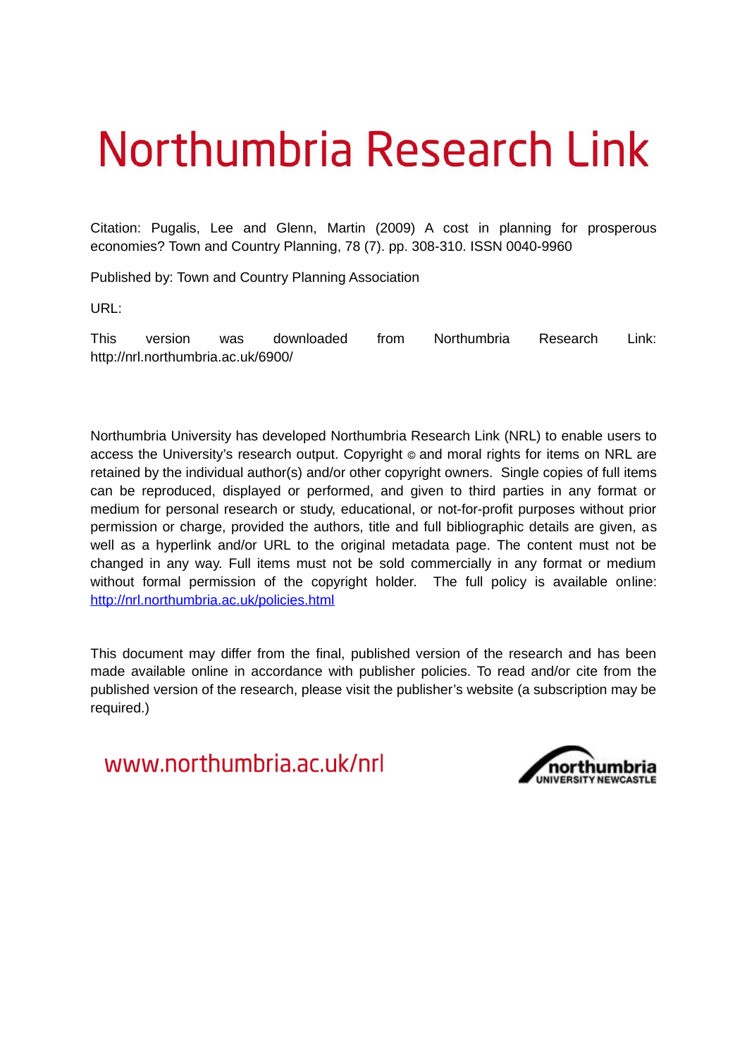# Northumbria Research Link

Citation: Pugalis, Lee and Glenn, Martin (2009) A cost in planning for prosperous economies? Town and Country Planning, 78 (7). pp. 308-310. ISSN 0040-9960

Published by: Town and Country Planning Association

URL:

This version was downloaded from Northumbria Research Link: http://nrl.northumbria.ac.uk/6900/

Northumbria University has developed Northumbria Research Link (NRL) to enable users to access the University's research output. Copyright © and moral rights for items on NRL are retained by the individual author(s) and/or other copyright owners. Single copies of full items can be reproduced, displayed or performed, and given to third parties in any format or medium for personal research or study, educational, or not-for-profit purposes without prior permission or charge, provided the authors, title and full bibliographic details are given, as well as a hyperlink and/or URL to the original metadata page. The content must not be changed in any way. Full items must not be sold commercially in any format or medium without formal permission of the copyright holder. The full policy is available online: http://nrl.northumbria.ac.uk/policies.html

This document may differ from the final, published version of the research and has been made available online in accordance with publisher policies. To read and/or cite from the published version of the research, please visit the publisher's website (a subscription may be required.)

www.northumbria.ac.uk/nrl

northumbria UNIVERSITY NEWCASTLE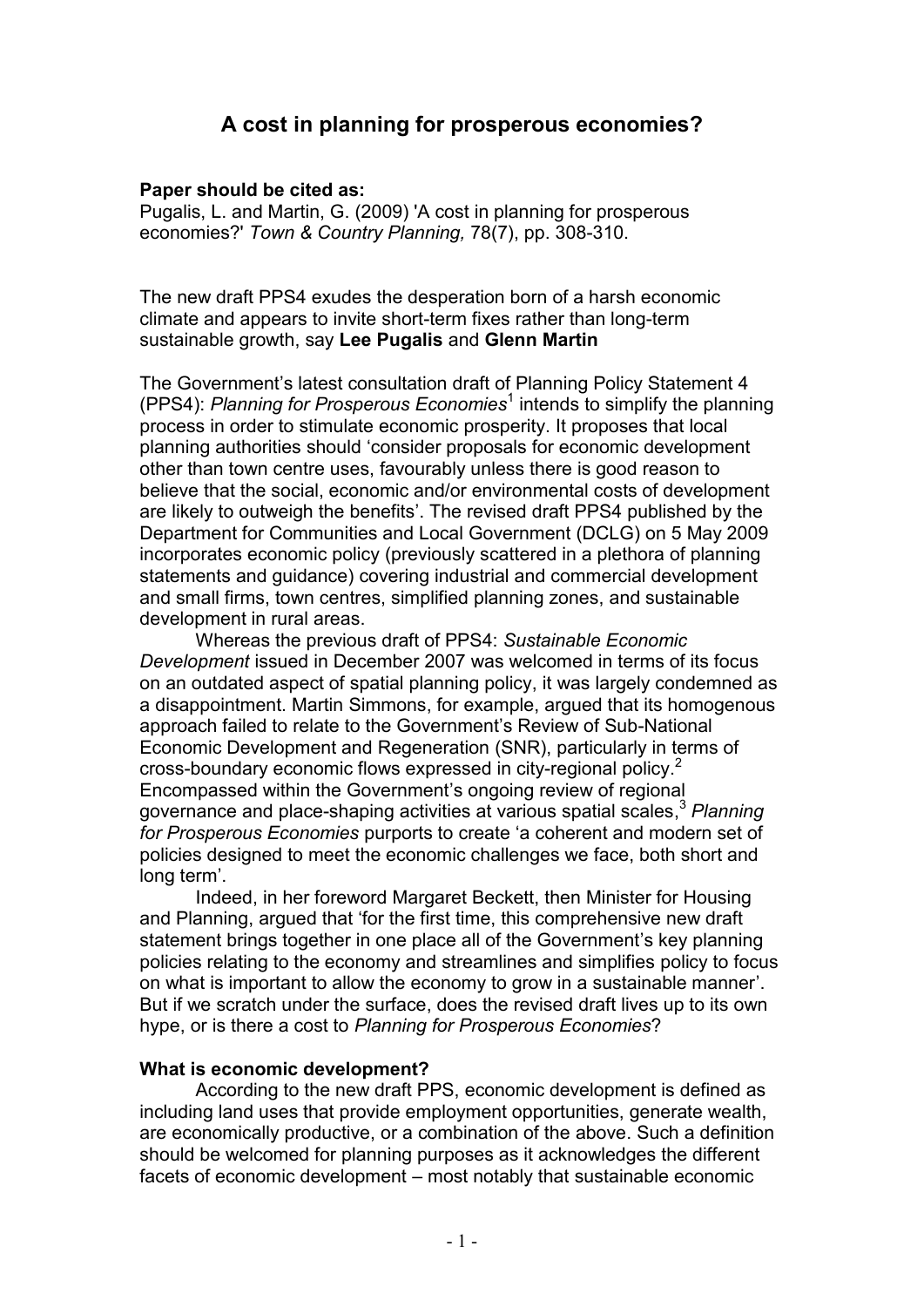# A cost in planning for prosperous economies?

**Paper should be cited as:**
Pugalis, L. and Martin, G. (2009) 'A cost in planning for prosperous economies?' *Town & Country Planning,* 78(7), pp. 308-310.

The new draft PPS4 exudes the desperation born of a harsh economic climate and appears to invite short-term fixes rather than long-term sustainable growth, say **Lee Pugalis** and **Glenn Martin**

The Government's latest consultation draft of Planning Policy Statement 4 (PPS4): *Planning for Prosperous Economies*[1] intends to simplify the planning process in order to stimulate economic prosperity. It proposes that local planning authorities should 'consider proposals for economic development other than town centre uses, favourably unless there is good reason to believe that the social, economic and/or environmental costs of development are likely to outweigh the benefits'. The revised draft PPS4 published by the Department for Communities and Local Government (DCLG) on 5 May 2009 incorporates economic policy (previously scattered in a plethora of planning statements and guidance) covering industrial and commercial development and small firms, town centres, simplified planning zones, and sustainable development in rural areas.

Whereas the previous draft of PPS4: *Sustainable Economic Development* issued in December 2007 was welcomed in terms of its focus on an outdated aspect of spatial planning policy, it was largely condemned as a disappointment. Martin Simmons, for example, argued that its homogenous approach failed to relate to the Government's Review of Sub-National Economic Development and Regeneration (SNR), particularly in terms of cross-boundary economic flows expressed in city-regional policy.[2] Encompassed within the Government's ongoing review of regional governance and place-shaping activities at various spatial scales,[3] *Planning for Prosperous Economies* purports to create 'a coherent and modern set of policies designed to meet the economic challenges we face, both short and long term'.

Indeed, in her foreword Margaret Beckett, then Minister for Housing and Planning, argued that 'for the first time, this comprehensive new draft statement brings together in one place all of the Government's key planning policies relating to the economy and streamlines and simplifies policy to focus on what is important to allow the economy to grow in a sustainable manner'. But if we scratch under the surface, does the revised draft lives up to its own hype, or is there a cost to *Planning for Prosperous Economies*?

**What is economic development?**

According to the new draft PPS, economic development is defined as including land uses that provide employment opportunities, generate wealth, are economically productive, or a combination of the above. Such a definition should be welcomed for planning purposes as it acknowledges the different facets of economic development – most notably that sustainable economic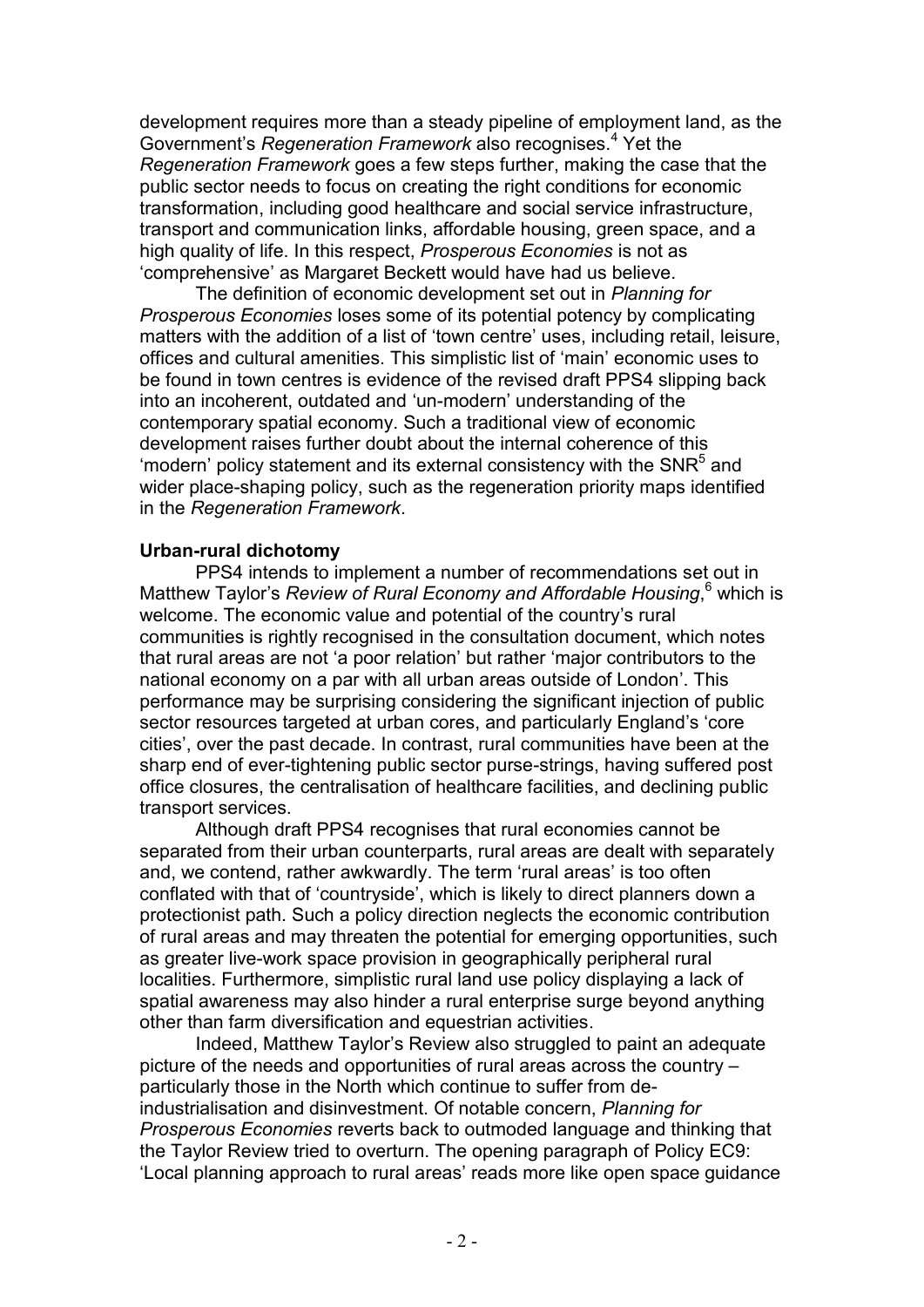development requires more than a steady pipeline of employment land, as the Government's *Regeneration Framework* also recognises.[4] Yet the *Regeneration Framework* goes a few steps further, making the case that the public sector needs to focus on creating the right conditions for economic transformation, including good healthcare and social service infrastructure, transport and communication links, affordable housing, green space, and a high quality of life. In this respect, *Prosperous Economies* is not as 'comprehensive' as Margaret Beckett would have had us believe.

The definition of economic development set out in *Planning for Prosperous Economies* loses some of its potential potency by complicating matters with the addition of a list of 'town centre' uses, including retail, leisure, offices and cultural amenities. This simplistic list of 'main' economic uses to be found in town centres is evidence of the revised draft PPS4 slipping back into an incoherent, outdated and 'un-modern' understanding of the contemporary spatial economy. Such a traditional view of economic development raises further doubt about the internal coherence of this 'modern' policy statement and its external consistency with the SNR[5] and wider place-shaping policy, such as the regeneration priority maps identified in the *Regeneration Framework*.

**Urban-rural dichotomy**

PPS4 intends to implement a number of recommendations set out in Matthew Taylor's *Review of Rural Economy and Affordable Housing*,[6] which is welcome. The economic value and potential of the country's rural communities is rightly recognised in the consultation document, which notes that rural areas are not 'a poor relation' but rather 'major contributors to the national economy on a par with all urban areas outside of London'. This performance may be surprising considering the significant injection of public sector resources targeted at urban cores, and particularly England's 'core cities', over the past decade. In contrast, rural communities have been at the sharp end of ever-tightening public sector purse-strings, having suffered post office closures, the centralisation of healthcare facilities, and declining public transport services.

Although draft PPS4 recognises that rural economies cannot be separated from their urban counterparts, rural areas are dealt with separately and, we contend, rather awkwardly. The term 'rural areas' is too often conflated with that of 'countryside', which is likely to direct planners down a protectionist path. Such a policy direction neglects the economic contribution of rural areas and may threaten the potential for emerging opportunities, such as greater live-work space provision in geographically peripheral rural localities. Furthermore, simplistic rural land use policy displaying a lack of spatial awareness may also hinder a rural enterprise surge beyond anything other than farm diversification and equestrian activities.

Indeed, Matthew Taylor's Review also struggled to paint an adequate picture of the needs and opportunities of rural areas across the country – particularly those in the North which continue to suffer from de-industrialisation and disinvestment. Of notable concern, *Planning for Prosperous Economies* reverts back to outmoded language and thinking that the Taylor Review tried to overturn. The opening paragraph of Policy EC9: 'Local planning approach to rural areas' reads more like open space guidance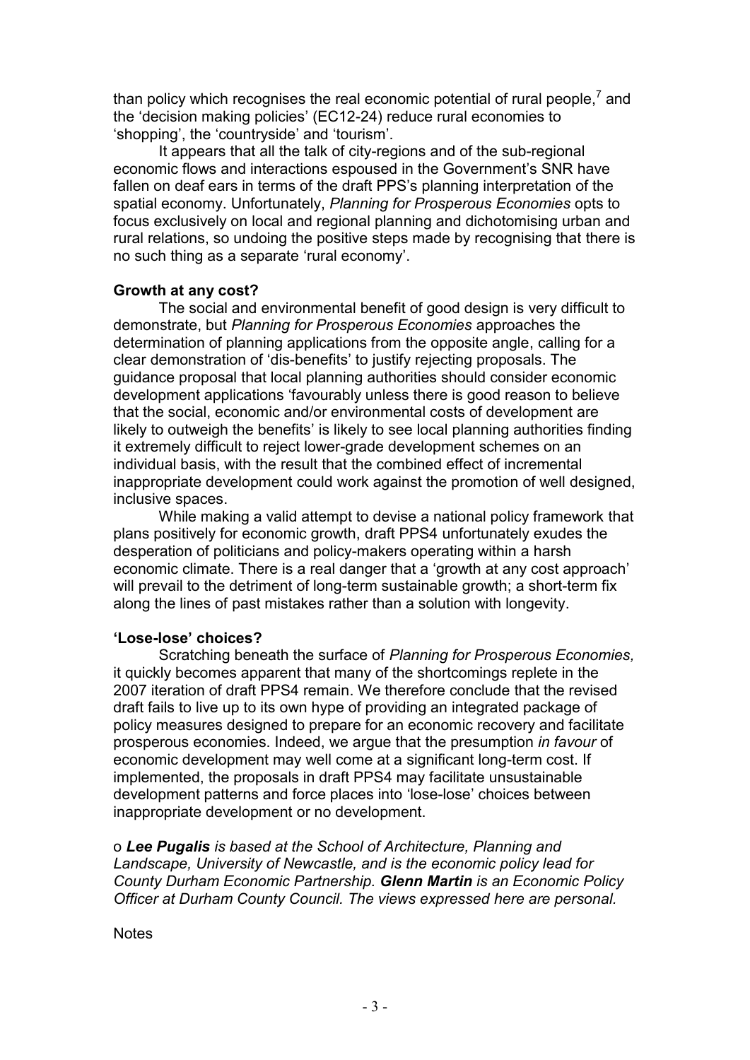than policy which recognises the real economic potential of rural people,[7] and the 'decision making policies' (EC12-24) reduce rural economies to 'shopping', the 'countryside' and 'tourism'.

It appears that all the talk of city-regions and of the sub-regional economic flows and interactions espoused in the Government's SNR have fallen on deaf ears in terms of the draft PPS's planning interpretation of the spatial economy. Unfortunately, *Planning for Prosperous Economies* opts to focus exclusively on local and regional planning and dichotomising urban and rural relations, so undoing the positive steps made by recognising that there is no such thing as a separate 'rural economy'.

**Growth at any cost?**

The social and environmental benefit of good design is very difficult to demonstrate, but *Planning for Prosperous Economies* approaches the determination of planning applications from the opposite angle, calling for a clear demonstration of 'dis-benefits' to justify rejecting proposals. The guidance proposal that local planning authorities should consider economic development applications 'favourably unless there is good reason to believe that the social, economic and/or environmental costs of development are likely to outweigh the benefits' is likely to see local planning authorities finding it extremely difficult to reject lower-grade development schemes on an individual basis, with the result that the combined effect of incremental inappropriate development could work against the promotion of well designed, inclusive spaces.

While making a valid attempt to devise a national policy framework that plans positively for economic growth, draft PPS4 unfortunately exudes the desperation of politicians and policy-makers operating within a harsh economic climate. There is a real danger that a 'growth at any cost approach' will prevail to the detriment of long-term sustainable growth; a short-term fix along the lines of past mistakes rather than a solution with longevity.

**'Lose-lose' choices?**

Scratching beneath the surface of *Planning for Prosperous Economies,* it quickly becomes apparent that many of the shortcomings replete in the 2007 iteration of draft PPS4 remain. We therefore conclude that the revised draft fails to live up to its own hype of providing an integrated package of policy measures designed to prepare for an economic recovery and facilitate prosperous economies. Indeed, we argue that the presumption *in favour* of economic development may well come at a significant long-term cost. If implemented, the proposals in draft PPS4 may facilitate unsustainable development patterns and force places into 'lose-lose' choices between inappropriate development or no development.

o ***Lee Pugalis*** *is based at the School of Architecture, Planning and Landscape, University of Newcastle, and is the economic policy lead for County Durham Economic Partnership.* ***Glenn Martin*** *is an Economic Policy Officer at Durham County Council. The views expressed here are personal.*

Notes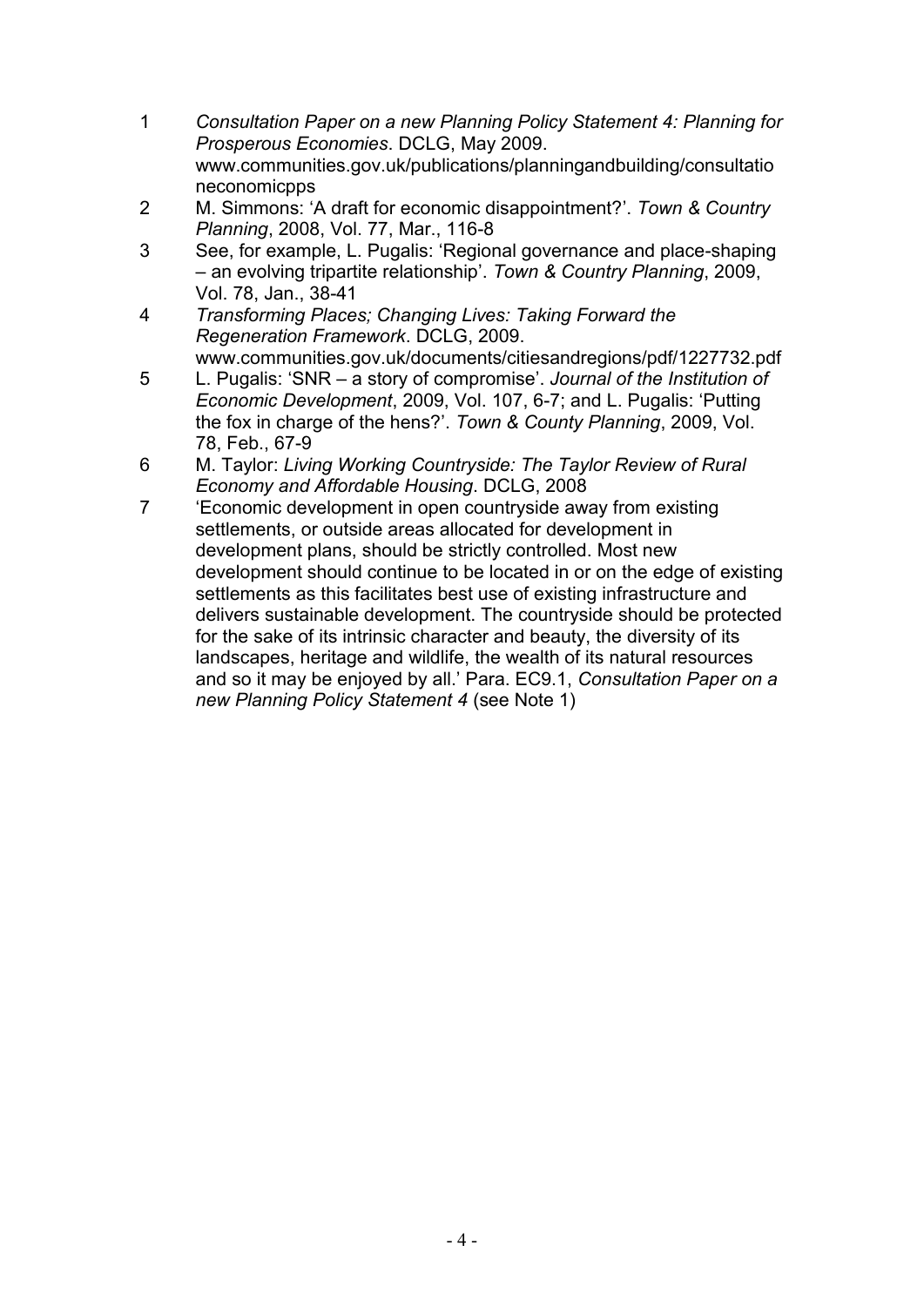1. *Consultation Paper on a new Planning Policy Statement 4: Planning for Prosperous Economies*. DCLG, May 2009. www.communities.gov.uk/publications/planningandbuilding/consultationeconomicpps
2. M. Simmons: 'A draft for economic disappointment?'. *Town & Country Planning*, 2008, Vol. 77, Mar., 116-8
3. See, for example, L. Pugalis: 'Regional governance and place-shaping – an evolving tripartite relationship'. *Town & Country Planning*, 2009, Vol. 78, Jan., 38-41
4. *Transforming Places; Changing Lives: Taking Forward the Regeneration Framework*. DCLG, 2009. www.communities.gov.uk/documents/citiesandregions/pdf/1227732.pdf
5. L. Pugalis: 'SNR – a story of compromise'. *Journal of the Institution of Economic Development*, 2009, Vol. 107, 6-7; and L. Pugalis: 'Putting the fox in charge of the hens?'. *Town & County Planning*, 2009, Vol. 78, Feb., 67-9
6. M. Taylor: *Living Working Countryside: The Taylor Review of Rural Economy and Affordable Housing*. DCLG, 2008
7. 'Economic development in open countryside away from existing settlements, or outside areas allocated for development in development plans, should be strictly controlled. Most new development should continue to be located in or on the edge of existing settlements as this facilitates best use of existing infrastructure and delivers sustainable development. The countryside should be protected for the sake of its intrinsic character and beauty, the diversity of its landscapes, heritage and wildlife, the wealth of its natural resources and so it may be enjoyed by all.' Para. EC9.1, *Consultation Paper on a new Planning Policy Statement 4* (see Note 1)